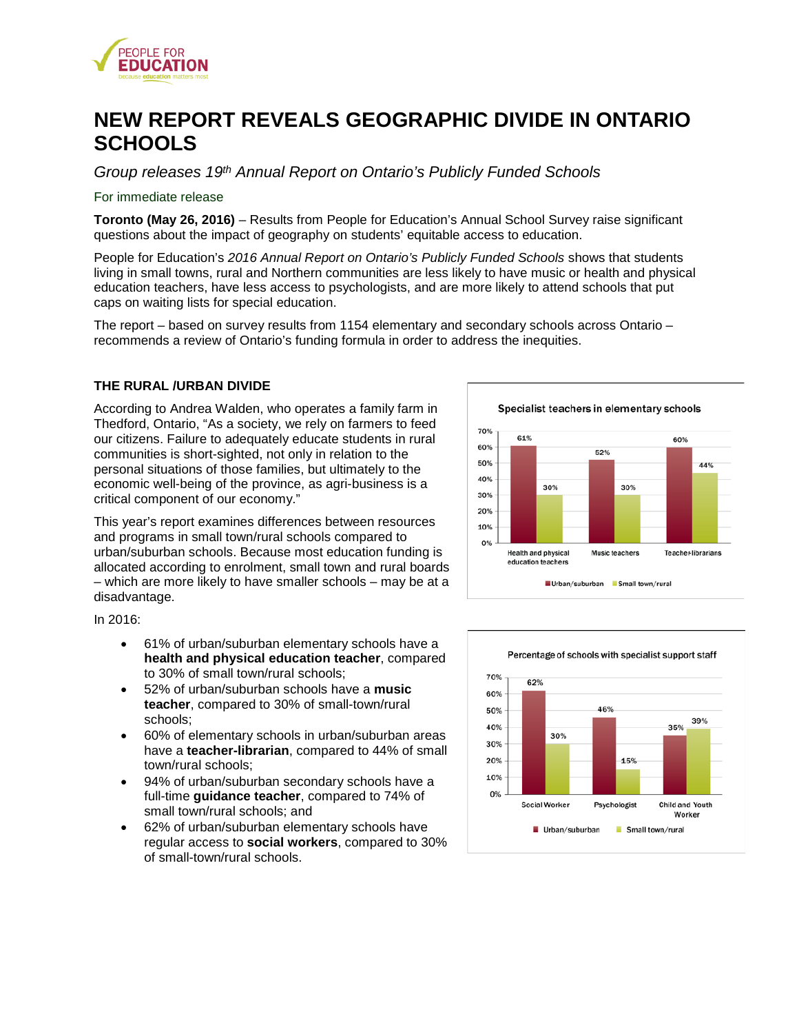# NEW REPORT REVEALS GEOGRAPHIC DIVIDE IN ONTARIO SCHOOLS

*Group releases 19th Annual Report on Ontario's Publicly Funded Schools*

For immediate release

**Toronto (May 26, 2016)** – Results from People for Education's Annual School Survey raise significant questions about the impact of geography on students' equitable access to education.

People for Education's *2016 Annual Report on Ontario's Publicly Funded Schools* shows that students living in small towns, rural and Northern communities are less likely to have music or health and physical education teachers, have less access to psychologists, and are more likely to attend schools that put caps on waiting lists for special education.

The report – based on survey results from 1154 elementary and secondary schools across Ontario – recommends a review of Ontario's funding formula in order to address the inequities.

### THE RURAL /URBAN DIVIDE

According to Andrea Walden, who operates a family farm in Thedford, Ontario, "As a society, we rely on farmers to feed our citizens. Failure to adequately educate students in rural communities is short-sighted, not only in relation to the personal situations of those families, but ultimately to the economic well-being of the province, as agri-business is a critical component of our economy."

This year's report examines differences between resources and programs in small town/rural schools compared to urban/suburban schools. Because most education funding is allocated according to enrolment, small town and rural boards – which are more likely to have smaller schools – may be at a disadvantage.

In 2016:

- 61% of urban/suburban elementary schools have a **health and physical education teacher**, compared to 30% of small town/rural schools;
- 52% of urban/suburban schools have a **music teacher**, compared to 30% of small-town/rural schools;
- 60% of elementary schools in urban/suburban areas have a **teacher-librarian**, compared to 44% of small town/rural schools;
- 94% of urban/suburban secondary schools have a full-time **guidance teacher**, compared to 74% of small town/rural schools; and
- 62% of urban/suburban elementary schools have regular access to **social workers**, compared to 30% of small-town/rural schools.

**Specialist teachers in elementary schools**

| | Urban/suburban | Small town/rural |
|---|---|---|
| Health and physical education teachers | 61% | 30% |
| Music teachers | 52% | 30% |
| Teacher-librarians | 60% | 44% |

**Percentage of schools with specialist support staff**

| | Urban/suburban | Small town/rural |
|---|---|---|
| Social Worker | 62% | 30% |
| Psychologist | 46% | 15% |
| Child and Youth Worker | 35% | 39% |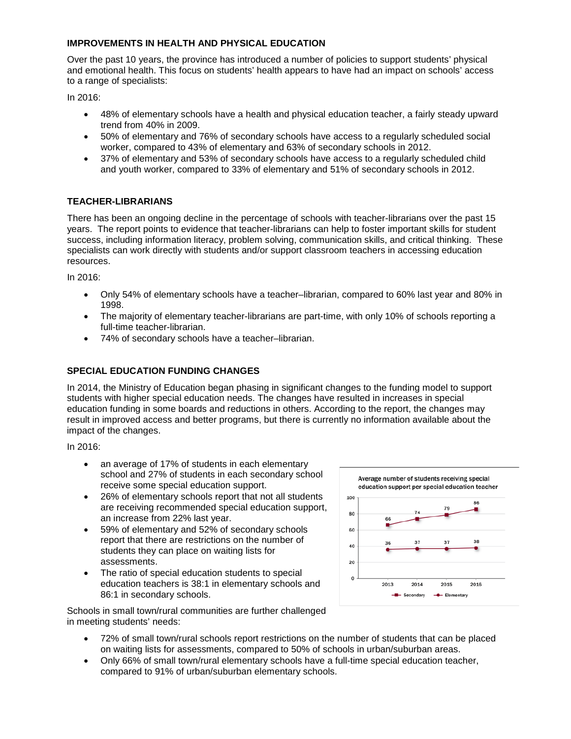**IMPROVEMENTS IN HEALTH AND PHYSICAL EDUCATION**

Over the past 10 years, the province has introduced a number of policies to support students' physical and emotional health. This focus on students' health appears to have had an impact on schools' access to a range of specialists:

In 2016:

- 48% of elementary schools have a health and physical education teacher, a fairly steady upward trend from 40% in 2009.
- 50% of elementary and 76% of secondary schools have access to a regularly scheduled social worker, compared to 43% of elementary and 63% of secondary schools in 2012.
- 37% of elementary and 53% of secondary schools have access to a regularly scheduled child and youth worker, compared to 33% of elementary and 51% of secondary schools in 2012.

**TEACHER-LIBRARIANS**

There has been an ongoing decline in the percentage of schools with teacher-librarians over the past 15 years. The report points to evidence that teacher-librarians can help to foster important skills for student success, including information literacy, problem solving, communication skills, and critical thinking. These specialists can work directly with students and/or support classroom teachers in accessing education resources.

In 2016:

- Only 54% of elementary schools have a teacher–librarian, compared to 60% last year and 80% in 1998.
- The majority of elementary teacher-librarians are part-time, with only 10% of schools reporting a full-time teacher-librarian.
- 74% of secondary schools have a teacher–librarian.

**SPECIAL EDUCATION FUNDING CHANGES**

In 2014, the Ministry of Education began phasing in significant changes to the funding model to support students with higher special education needs. The changes have resulted in increases in special education funding in some boards and reductions in others. According to the report, the changes may result in improved access and better programs, but there is currently no information available about the impact of the changes.

In 2016:

- an average of 17% of students in each elementary school and 27% of students in each secondary school receive some special education support.
- 26% of elementary schools report that not all students are receiving recommended special education support, an increase from 22% last year.
- 59% of elementary and 52% of secondary schools report that there are restrictions on the number of students they can place on waiting lists for assessments.
- The ratio of special education students to special education teachers is 38:1 in elementary schools and 86:1 in secondary schools.

Average number of students receiving special education support per special education teacher

| | 2013 | 2014 | 2015 | 2016 |
|---|---|---|---|---|
| Secondary | 66 | 74 | 79 | 86 |
| Elementary | 36 | 37 | 37 | 38 |

Schools in small town/rural communities are further challenged in meeting students' needs:

- 72% of small town/rural schools report restrictions on the number of students that can be placed on waiting lists for assessments, compared to 50% of schools in urban/suburban areas.
- Only 66% of small town/rural elementary schools have a full-time special education teacher, compared to 91% of urban/suburban elementary schools.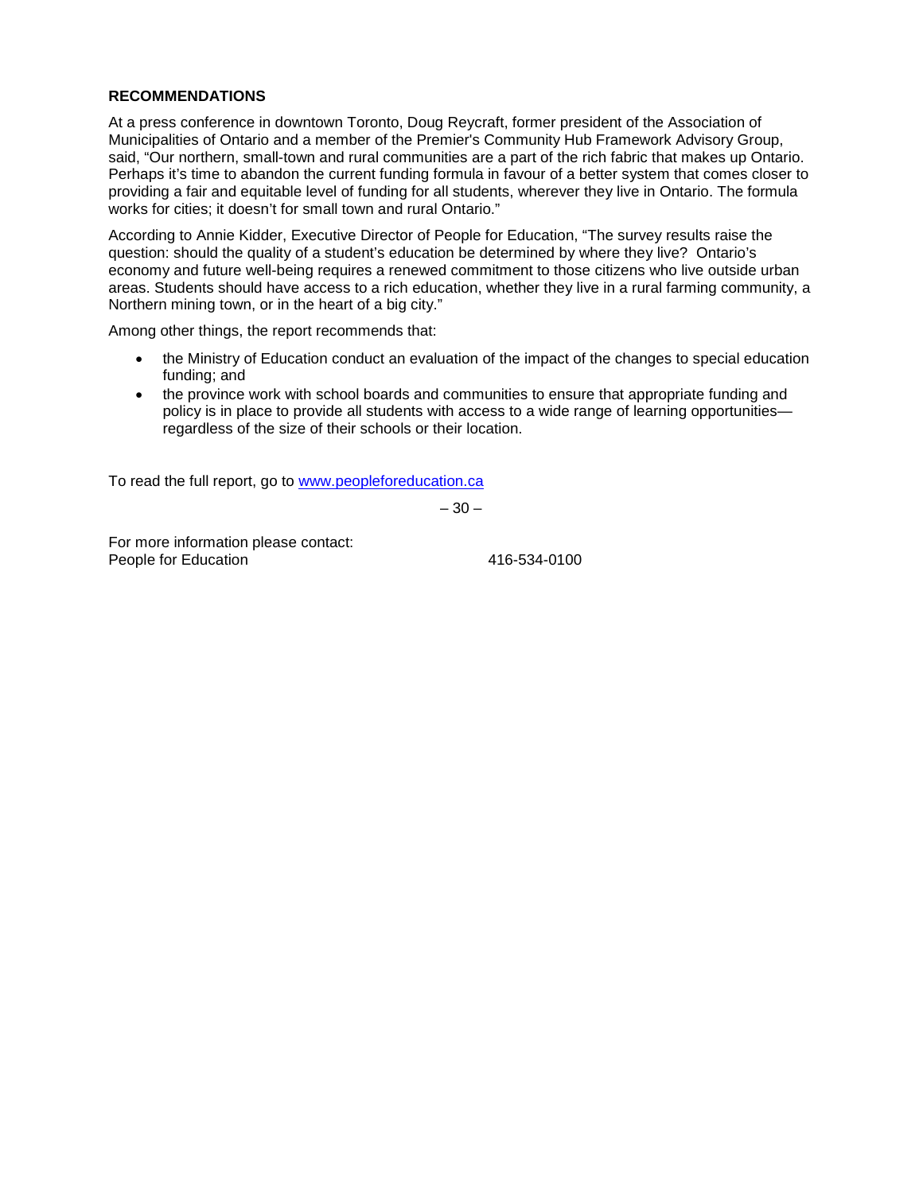**RECOMMENDATIONS**

At a press conference in downtown Toronto, Doug Reycraft, former president of the Association of Municipalities of Ontario and a member of the Premier's Community Hub Framework Advisory Group, said, "Our northern, small-town and rural communities are a part of the rich fabric that makes up Ontario. Perhaps it's time to abandon the current funding formula in favour of a better system that comes closer to providing a fair and equitable level of funding for all students, wherever they live in Ontario. The formula works for cities; it doesn't for small town and rural Ontario."

According to Annie Kidder, Executive Director of People for Education, "The survey results raise the question: should the quality of a student's education be determined by where they live? Ontario's economy and future well-being requires a renewed commitment to those citizens who live outside urban areas. Students should have access to a rich education, whether they live in a rural farming community, a Northern mining town, or in the heart of a big city."

Among other things, the report recommends that:

- the Ministry of Education conduct an evaluation of the impact of the changes to special education funding; and
- the province work with school boards and communities to ensure that appropriate funding and policy is in place to provide all students with access to a wide range of learning opportunities—regardless of the size of their schools or their location.

To read the full report, go to [www.peopleforeducation.ca](http://www.peopleforeducation.ca)

– 30 –

For more information please contact:
People for Education 416-534-0100